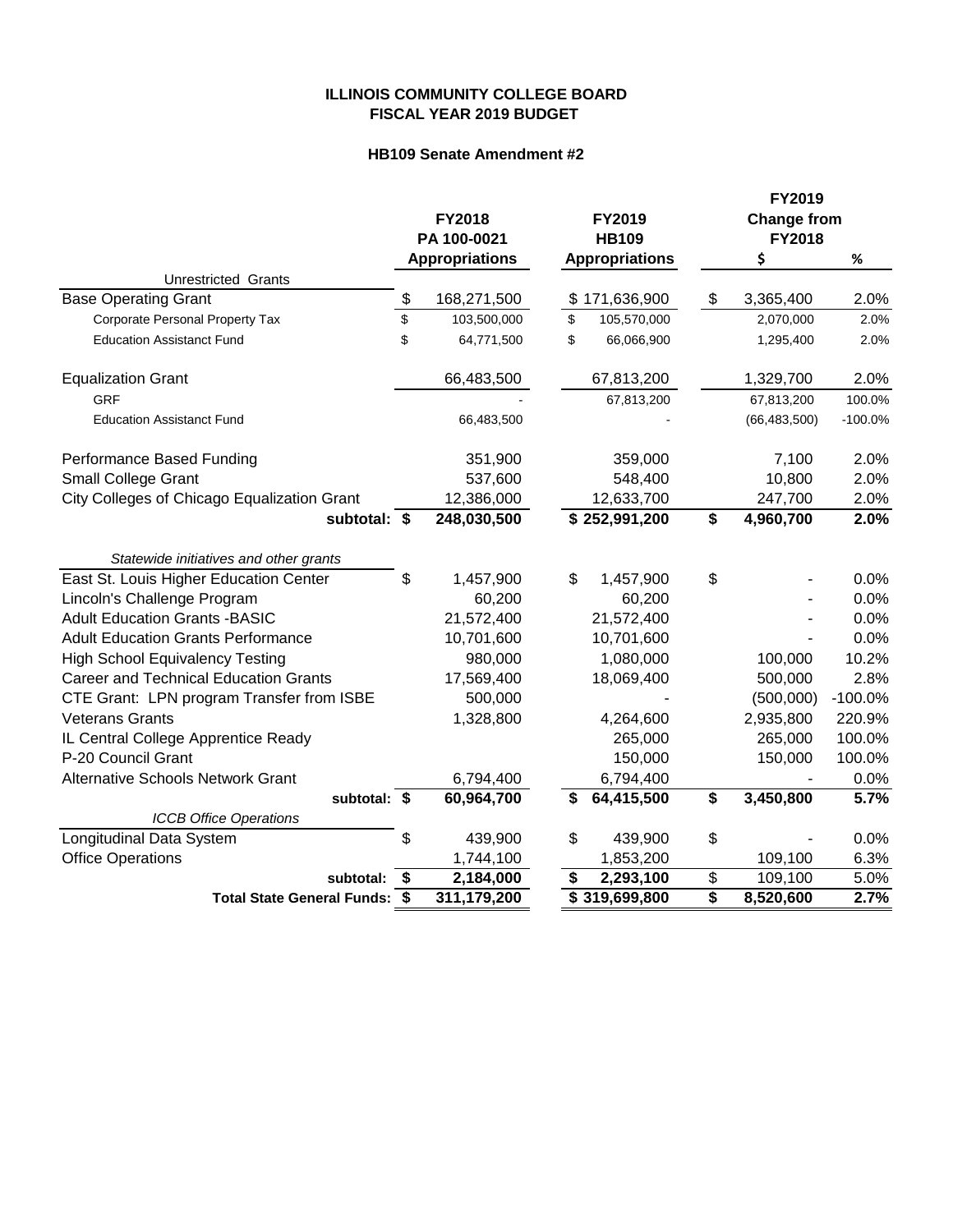# ILLINOIS COMMUNITY COLLEGE BOARD
## FISCAL YEAR 2019 BUDGET

### HB109 Senate Amendment #2

| | FY2018 PA 100-0021 Appropriations | FY2019 HB109 Appropriations | FY2019 Change from FY2018 $ | % |
|---|---|---|---|---|
| Unrestricted Grants | | | | |
| Base Operating Grant | $ 168,271,500 | $ 171,636,900 | $ 3,365,400 | 2.0% |
| Corporate Personal Property Tax | $ 103,500,000 | $ 105,570,000 | 2,070,000 | 2.0% |
| Education Assistanct Fund | $ 64,771,500 | $ 66,066,900 | 1,295,400 | 2.0% |
| Equalization Grant | 66,483,500 | 67,813,200 | 1,329,700 | 2.0% |
| GRF | - | 67,813,200 | 67,813,200 | 100.0% |
| Education Assistanct Fund | 66,483,500 | - | (66,483,500) | -100.0% |
| Performance Based Funding | 351,900 | 359,000 | 7,100 | 2.0% |
| Small College Grant | 537,600 | 548,400 | 10,800 | 2.0% |
| City Colleges of Chicago Equalization Grant | 12,386,000 | 12,633,700 | 247,700 | 2.0% |
| **subtotal:** | **$ 248,030,500** | **$ 252,991,200** | **$ 4,960,700** | **2.0%** |
| *Statewide initiatives and other grants* | | | | |
| East St. Louis Higher Education Center | $ 1,457,900 | $ 1,457,900 | $ - | 0.0% |
| Lincoln's Challenge Program | 60,200 | 60,200 | - | 0.0% |
| Adult Education Grants -BASIC | 21,572,400 | 21,572,400 | - | 0.0% |
| Adult Education Grants Performance | 10,701,600 | 10,701,600 | - | 0.0% |
| High School Equivalency Testing | 980,000 | 1,080,000 | 100,000 | 10.2% |
| Career and Technical Education Grants | 17,569,400 | 18,069,400 | 500,000 | 2.8% |
| CTE Grant: LPN program Transfer from ISBE | 500,000 | - | (500,000) | -100.0% |
| Veterans Grants | 1,328,800 | 4,264,600 | 2,935,800 | 220.9% |
| IL Central College Apprentice Ready | | 265,000 | 265,000 | 100.0% |
| P-20 Council Grant | | 150,000 | 150,000 | 100.0% |
| Alternative Schools Network Grant | 6,794,400 | 6,794,400 | - | 0.0% |
| **subtotal:** | **$ 60,964,700** | **$ 64,415,500** | **$ 3,450,800** | **5.7%** |
| *ICCB Office Operations* | | | | |
| Longitudinal Data System | $ 439,900 | $ 439,900 | $ - | 0.0% |
| Office Operations | 1,744,100 | 1,853,200 | 109,100 | 6.3% |
| **subtotal:** | **$ 2,184,000** | **$ 2,293,100** | **$ 109,100** | **5.0%** |
| **Total State General Funds:** | **$ 311,179,200** | **$ 319,699,800** | **$ 8,520,600** | **2.7%** |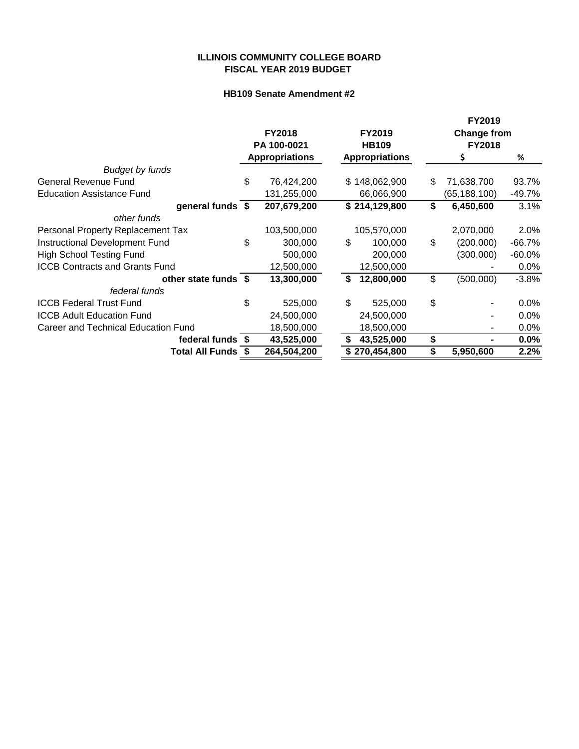**ILLINOIS COMMUNITY COLLEGE BOARD**
**FISCAL YEAR 2019 BUDGET**

**HB109 Senate Amendment #2**

| | FY2018 PA 100-0021 Appropriations | FY2019 HB109 Appropriations | FY2019 Change from FY2018 $ | % |
|---|---|---|---|---|
| *Budget by funds* | | | | |
| General Revenue Fund | $ 76,424,200 | $ 148,062,900 | $ 71,638,700 | 93.7% |
| Education Assistance Fund | 131,255,000 | 66,066,900 | (65,188,100) | -49.7% |
| **general funds** | **$ 207,679,200** | **$ 214,129,800** | **$ 6,450,600** | 3.1% |
| *other funds* | | | | |
| Personal Property Replacement Tax | 103,500,000 | 105,570,000 | 2,070,000 | 2.0% |
| Instructional Development Fund | $ 300,000 | $ 100,000 | $ (200,000) | -66.7% |
| High School Testing Fund | 500,000 | 200,000 | (300,000) | -60.0% |
| ICCB Contracts and Grants Fund | 12,500,000 | 12,500,000 | - | 0.0% |
| **other state funds** | **$ 13,300,000** | **$ 12,800,000** | $ (500,000) | -3.8% |
| *federal funds* | | | | |
| ICCB Federal Trust Fund | $ 525,000 | $ 525,000 | $ - | 0.0% |
| ICCB Adult Education Fund | 24,500,000 | 24,500,000 | - | 0.0% |
| Career and Technical Education Fund | 18,500,000 | 18,500,000 | - | 0.0% |
| **federal funds** | **$ 43,525,000** | **$ 43,525,000** | **$ -** | **0.0%** |
| **Total All Funds** | **$ 264,504,200** | **$ 270,454,800** | **$ 5,950,600** | **2.2%** |